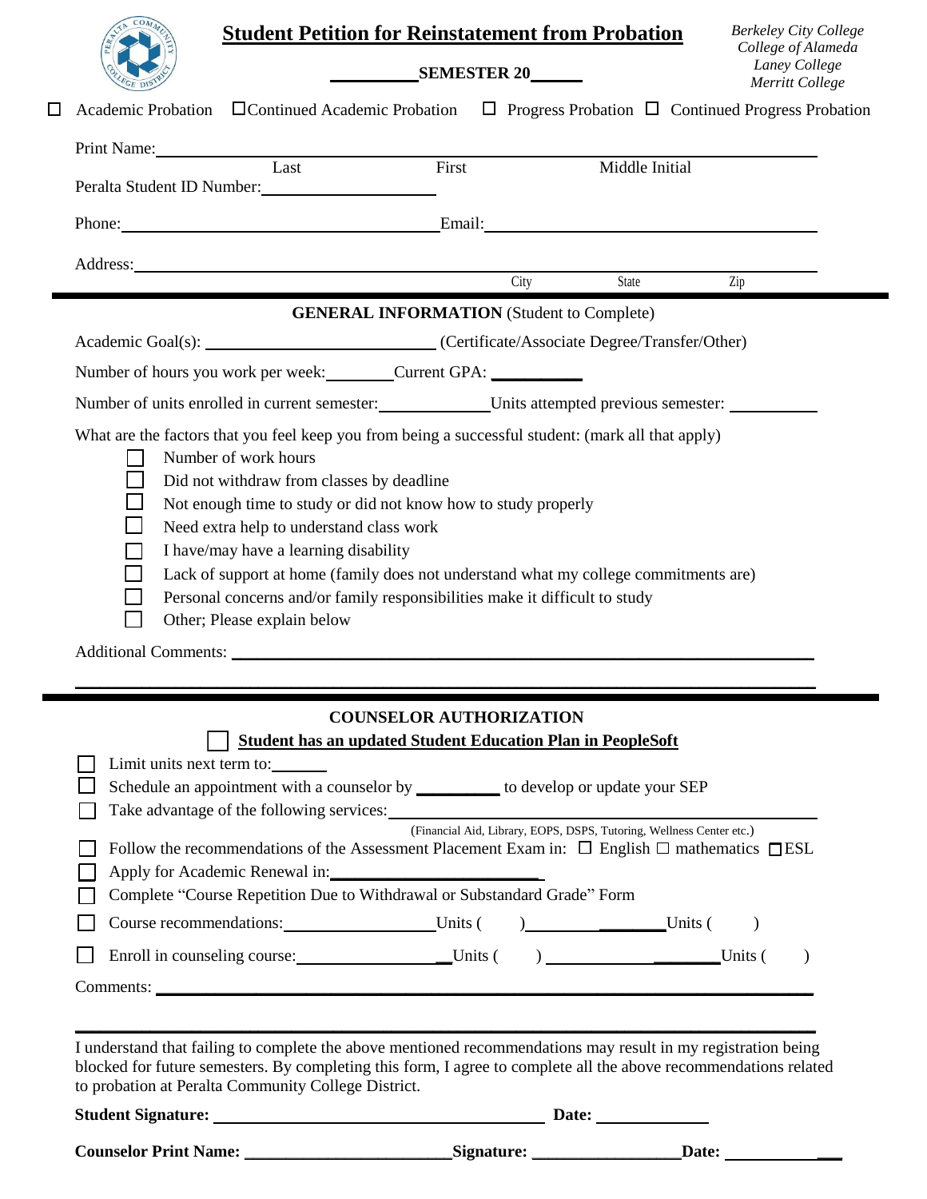# Student Petition for Reinstatement from Probation

**\_\_\_\_\_\_\_\_\_\_ SEMESTER 20\_\_\_\_\_\_**

*Berkeley City College*
*College of Alameda*
*Laney College*
*Merritt College*

☐ Academic Probation ☐ Continued Academic Probation ☐ Progress Probation ☐ Continued Progress Probation

Print Name: \_\_\_\_\_\_\_\_\_\_\_\_\_\_\_\_\_\_\_\_\_\_\_\_\_\_\_\_\_\_\_\_\_\_\_\_\_\_\_\_\_\_\_\_\_\_\_\_\_\_\_\_\_\_\_\_\_\_\_\_
Last First Middle Initial

Peralta Student ID Number: \_\_\_\_\_\_\_\_\_\_\_\_\_\_\_\_\_\_\_\_

Phone: \_\_\_\_\_\_\_\_\_\_\_\_\_\_\_\_\_\_\_\_\_\_\_\_\_\_\_\_\_\_ Email: \_\_\_\_\_\_\_\_\_\_\_\_\_\_\_\_\_\_\_\_\_\_\_\_\_\_\_\_\_\_

Address: \_\_\_\_\_\_\_\_\_\_\_\_\_\_\_\_\_\_\_\_\_\_\_\_\_\_\_\_\_\_\_\_\_\_\_\_\_\_\_\_\_\_\_\_\_\_\_\_\_\_\_\_\_\_\_\_\_\_\_\_\_\_\_\_
City State Zip

## GENERAL INFORMATION (Student to Complete)

Academic Goal(s): \_\_\_\_\_\_\_\_\_\_\_\_\_\_\_\_\_\_\_\_\_\_\_\_\_\_ (Certificate/Associate Degree/Transfer/Other)

Number of hours you work per week: \_\_\_\_\_\_\_\_ Current GPA: \_\_\_\_\_\_\_\_\_\_\_

Number of units enrolled in current semester: \_\_\_\_\_\_\_\_\_\_\_\_\_ Units attempted previous semester: \_\_\_\_\_\_\_\_\_\_

What are the factors that you feel keep you from being a successful student: (mark all that apply)

- ☐ Number of work hours
- ☐ Did not withdraw from classes by deadline
- ☐ Not enough time to study or did not know how to study properly
- ☐ Need extra help to understand class work
- ☐ I have/may have a learning disability
- ☐ Lack of support at home (family does not understand what my college commitments are)
- ☐ Personal concerns and/or family responsibilities make it difficult to study
- ☐ Other; Please explain below

Additional Comments: \_\_\_\_\_\_\_\_\_\_\_\_\_\_\_\_\_\_\_\_\_\_\_\_\_\_\_\_\_\_\_\_\_\_\_\_\_\_\_\_\_\_\_\_\_\_\_\_\_\_\_\_\_\_\_\_\_\_\_\_\_\_\_\_\_\_\_\_\_\_

\_\_\_\_\_\_\_\_\_\_\_\_\_\_\_\_\_\_\_\_\_\_\_\_\_\_\_\_\_\_\_\_\_\_\_\_\_\_\_\_\_\_\_\_\_\_\_\_\_\_\_\_\_\_\_\_\_\_\_\_\_\_\_\_\_\_\_\_\_\_\_\_\_\_\_\_\_\_\_\_\_\_\_\_\_\_\_\_

## COUNSELOR AUTHORIZATION

☐ **Student has an updated Student Education Plan in PeopleSoft**

- ☐ Limit units next term to: \_\_\_\_\_\_
- ☐ Schedule an appointment with a counselor by \_\_\_\_\_\_\_\_\_\_ to develop or update your SEP
- ☐ Take advantage of the following services: \_\_\_\_\_\_\_\_\_\_\_\_\_\_\_\_\_\_\_\_\_\_\_\_\_\_\_\_\_\_\_\_\_\_\_\_\_\_\_\_\_\_\_\_\_\_\_\_\_\_\_\_\_
  (Financial Aid, Library, EOPS, DSPS, Tutoring, Wellness Center etc.)
- ☐ Follow the recommendations of the Assessment Placement Exam in: ☐ English ☐ mathematics ☐ ESL
- ☐ Apply for Academic Renewal in: \_\_\_\_\_\_\_\_\_\_\_\_\_\_\_\_\_\_\_\_\_\_\_\_\_
- ☐ Complete "Course Repetition Due to Withdrawal or Substandard Grade" Form
- ☐ Course recommendations: \_\_\_\_\_\_\_\_\_\_\_\_\_\_\_\_\_\_ Units (   ) \_\_\_\_\_\_\_\_\_\_\_\_\_\_\_\_\_\_ Units (   )
- ☐ Enroll in counseling course: \_\_\_\_\_\_\_\_\_\_\_\_\_\_\_\_\_\_ Units (   ) \_\_\_\_\_\_\_\_\_\_\_\_\_\_\_\_\_\_ Units (   )

Comments: \_\_\_\_\_\_\_\_\_\_\_\_\_\_\_\_\_\_\_\_\_\_\_\_\_\_\_\_\_\_\_\_\_\_\_\_\_\_\_\_\_\_\_\_\_\_\_\_\_\_\_\_\_\_\_\_\_\_\_\_\_\_\_\_\_\_\_\_\_\_\_\_\_\_\_\_

\_\_\_\_\_\_\_\_\_\_\_\_\_\_\_\_\_\_\_\_\_\_\_\_\_\_\_\_\_\_\_\_\_\_\_\_\_\_\_\_\_\_\_\_\_\_\_\_\_\_\_\_\_\_\_\_\_\_\_\_\_\_\_\_\_\_\_\_\_\_\_\_\_\_\_\_\_\_\_\_\_\_\_\_\_\_\_\_

I understand that failing to complete the above mentioned recommendations may result in my registration being blocked for future semesters. By completing this form, I agree to complete all the above recommendations related to probation at Peralta Community College District.

**Student Signature:** \_\_\_\_\_\_\_\_\_\_\_\_\_\_\_\_\_\_\_\_\_\_\_\_\_\_\_\_\_\_\_\_\_\_\_\_\_\_\_\_ **Date:** \_\_\_\_\_\_\_\_\_\_\_\_\_

**Counselor Print Name:** \_\_\_\_\_\_\_\_\_\_\_\_\_\_\_\_\_\_\_\_\_\_\_\_\_\_ **Signature:** \_\_\_\_\_\_\_\_\_\_\_\_\_\_\_\_\_\_ **Date:** \_\_\_\_\_\_\_\_\_\_\_\_\_\_\_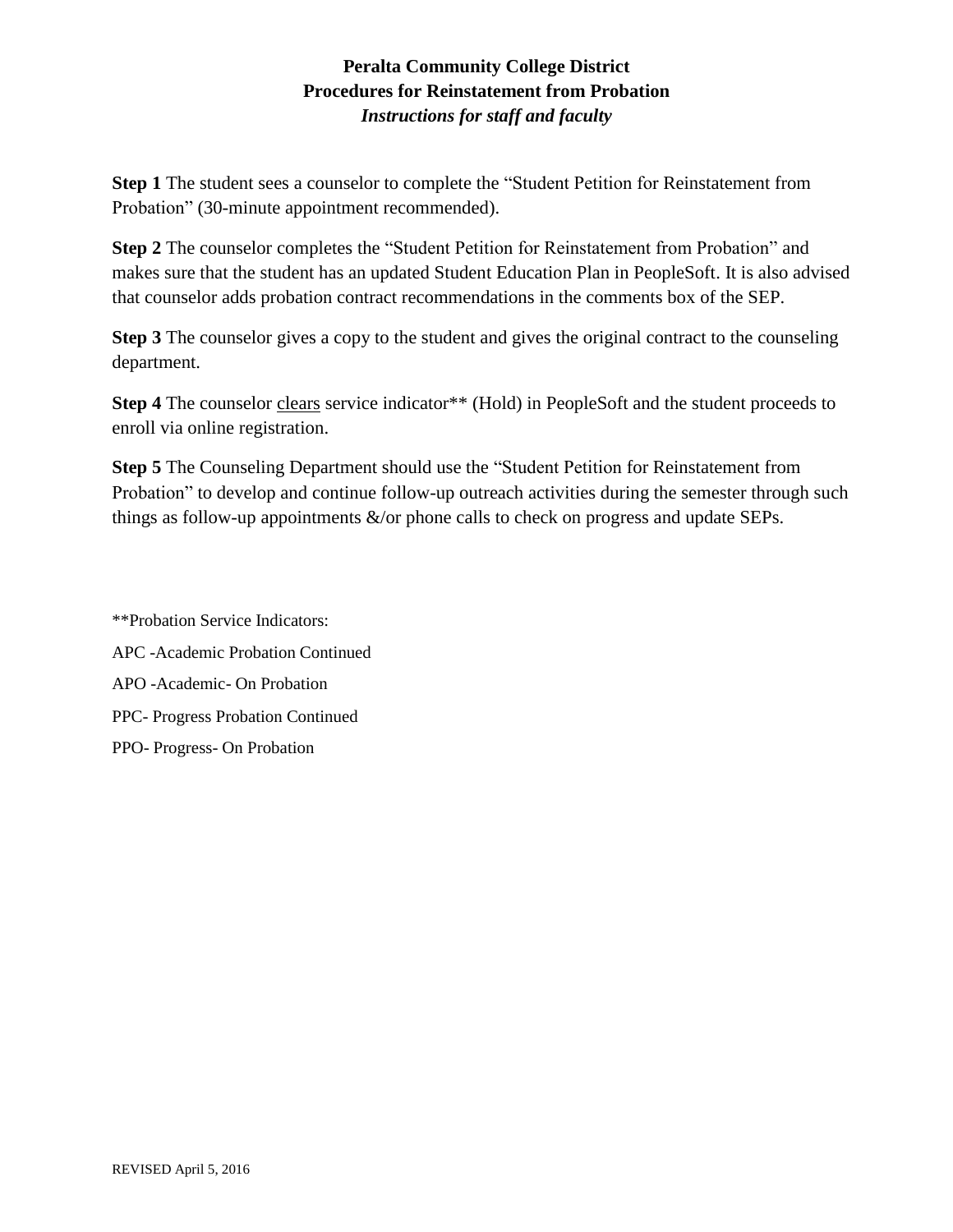**Peralta Community College District**
**Procedures for Reinstatement from Probation**
***Instructions for staff and faculty***

**Step 1** The student sees a counselor to complete the "Student Petition for Reinstatement from Probation" (30-minute appointment recommended).

**Step 2** The counselor completes the "Student Petition for Reinstatement from Probation" and makes sure that the student has an updated Student Education Plan in PeopleSoft. It is also advised that counselor adds probation contract recommendations in the comments box of the SEP.

**Step 3** The counselor gives a copy to the student and gives the original contract to the counseling department.

**Step 4** The counselor <u>clears</u> service indicator** (Hold) in PeopleSoft and the student proceeds to enroll via online registration.

**Step 5** The Counseling Department should use the "Student Petition for Reinstatement from Probation" to develop and continue follow-up outreach activities during the semester through such things as follow-up appointments &/or phone calls to check on progress and update SEPs.

**Probation Service Indicators:

APC -Academic Probation Continued

APO -Academic- On Probation

PPC- Progress Probation Continued

PPO- Progress- On Probation

REVISED April 5, 2016